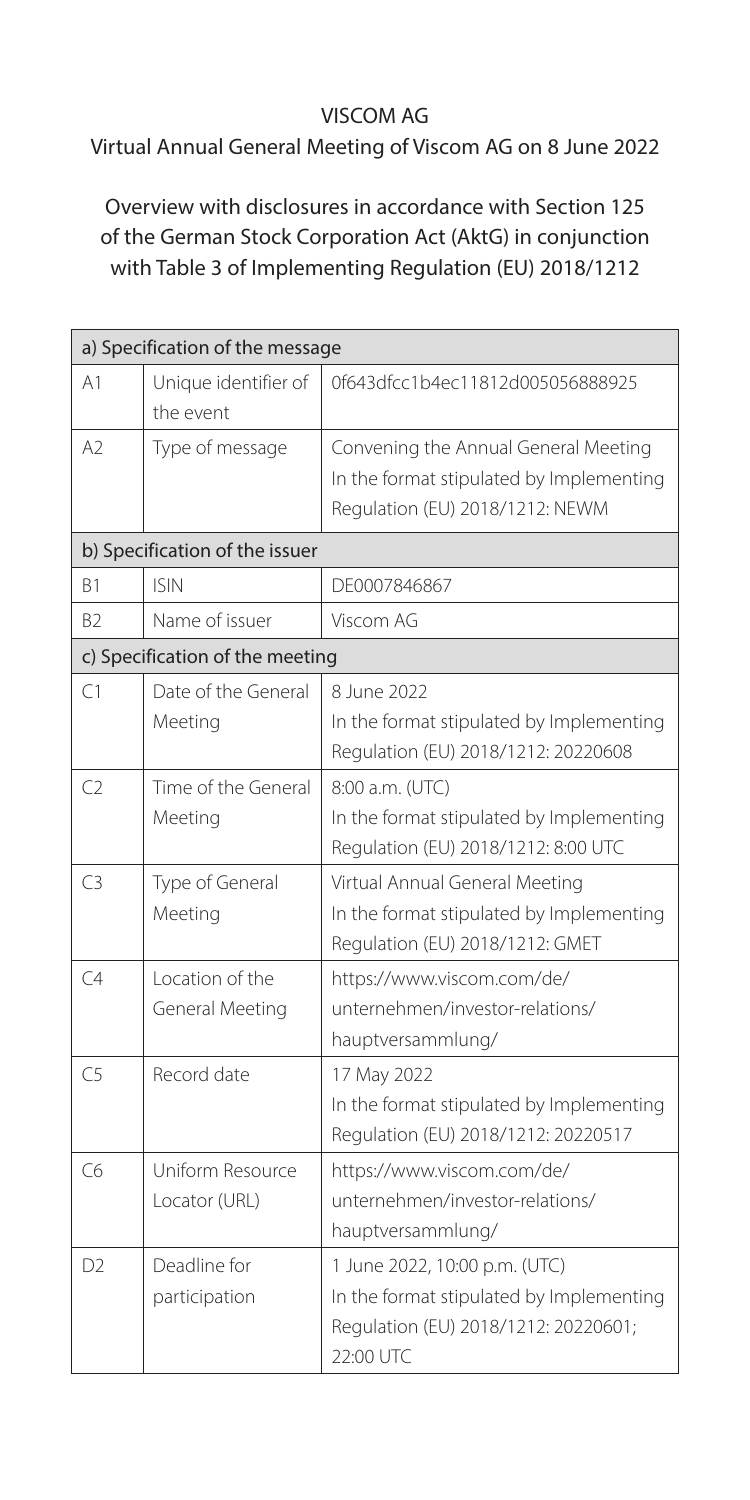VISCOM AG

Virtual Annual General Meeting of Viscom AG on 8 June 2022

Overview with disclosures in accordance with Section 125 of the German Stock Corporation Act (AktG) in conjunction with Table 3 of Implementing Regulation (EU) 2018/1212

| a) Specification of the message | | |
|---|---|---|
| A1 | Unique identifier of the event | 0f643dfcc1b4ec11812d005056888925 |
| A2 | Type of message | Convening the Annual General Meeting<br>In the format stipulated by Implementing Regulation (EU) 2018/1212: NEWM |
| **b) Specification of the issuer** | | |
| B1 | ISIN | DE0007846867 |
| B2 | Name of issuer | Viscom AG |
| **c) Specification of the meeting** | | |
| C1 | Date of the General Meeting | 8 June 2022<br>In the format stipulated by Implementing Regulation (EU) 2018/1212: 20220608 |
| C2 | Time of the General Meeting | 8:00 a.m. (UTC)<br>In the format stipulated by Implementing Regulation (EU) 2018/1212: 8:00 UTC |
| C3 | Type of General Meeting | Virtual Annual General Meeting<br>In the format stipulated by Implementing Regulation (EU) 2018/1212: GMET |
| C4 | Location of the General Meeting | https://www.viscom.com/de/unternehmen/investor-relations/hauptversammlung/ |
| C5 | Record date | 17 May 2022<br>In the format stipulated by Implementing Regulation (EU) 2018/1212: 20220517 |
| C6 | Uniform Resource Locator (URL) | https://www.viscom.com/de/unternehmen/investor-relations/hauptversammlung/ |
| D2 | Deadline for participation | 1 June 2022, 10:00 p.m. (UTC)<br>In the format stipulated by Implementing Regulation (EU) 2018/1212: 20220601; 22:00 UTC |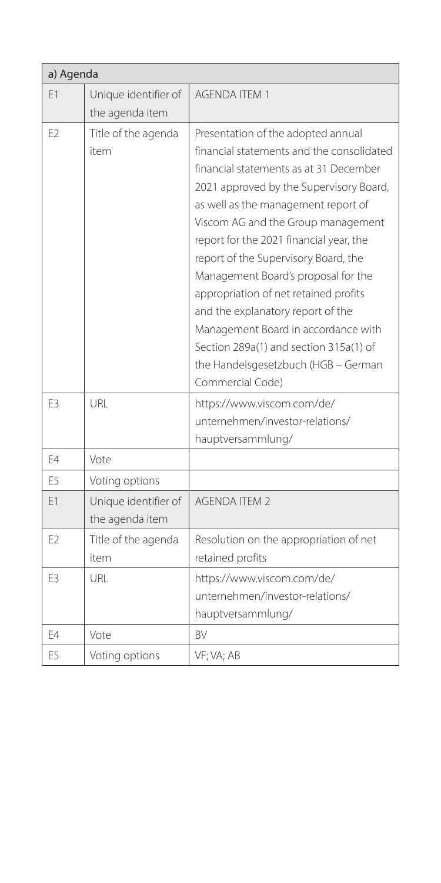| a) Agenda | | |
|---|---|---|
| E1 | Unique identifier of the agenda item | AGENDA ITEM 1 |
| E2 | Title of the agenda item | Presentation of the adopted annual financial statements and the consolidated financial statements as at 31 December 2021 approved by the Supervisory Board, as well as the management report of Viscom AG and the Group management report for the 2021 financial year, the report of the Supervisory Board, the Management Board's proposal for the appropriation of net retained profits and the explanatory report of the Management Board in accordance with Section 289a(1) and section 315a(1) of the Handelsgesetzbuch (HGB – German Commercial Code) |
| E3 | URL | https://www.viscom.com/de/unternehmen/investor-relations/hauptversammlung/ |
| E4 | Vote | |
| E5 | Voting options | |
| E1 | Unique identifier of the agenda item | AGENDA ITEM 2 |
| E2 | Title of the agenda item | Resolution on the appropriation of net retained profits |
| E3 | URL | https://www.viscom.com/de/unternehmen/investor-relations/hauptversammlung/ |
| E4 | Vote | BV |
| E5 | Voting options | VF; VA; AB |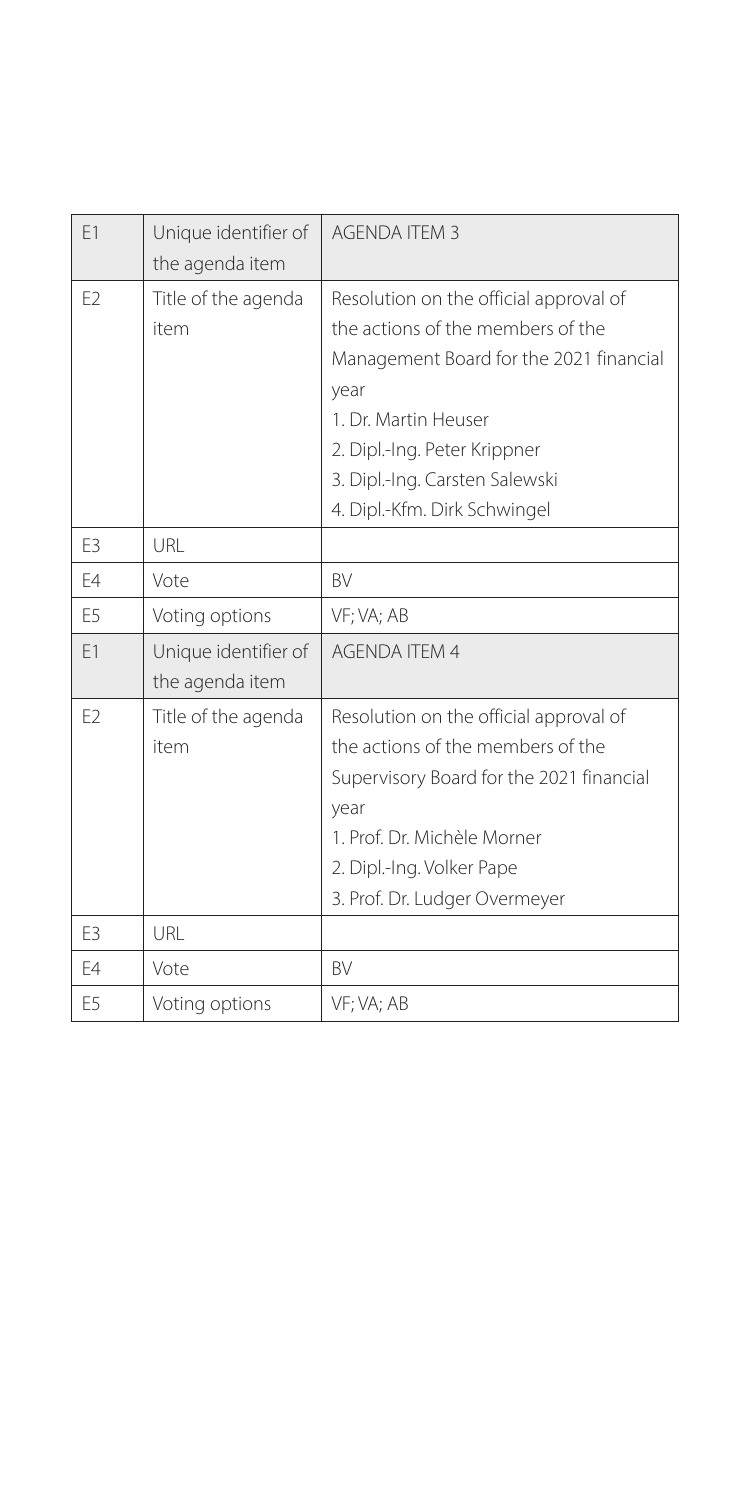| | | |
|---|---|---|
| E1 | Unique identifier of the agenda item | AGENDA ITEM 3 |
| E2 | Title of the agenda item | Resolution on the official approval of the actions of the members of the Management Board for the 2021 financial year<br>1. Dr. Martin Heuser<br>2. Dipl.-Ing. Peter Krippner<br>3. Dipl.-Ing. Carsten Salewski<br>4. Dipl.-Kfm. Dirk Schwingel |
| E3 | URL | |
| E4 | Vote | BV |
| E5 | Voting options | VF; VA; AB |
| E1 | Unique identifier of the agenda item | AGENDA ITEM 4 |
| E2 | Title of the agenda item | Resolution on the official approval of the actions of the members of the Supervisory Board for the 2021 financial year<br>1. Prof. Dr. Michèle Morner<br>2. Dipl.-Ing. Volker Pape<br>3. Prof. Dr. Ludger Overmeyer |
| E3 | URL | |
| E4 | Vote | BV |
| E5 | Voting options | VF; VA; AB |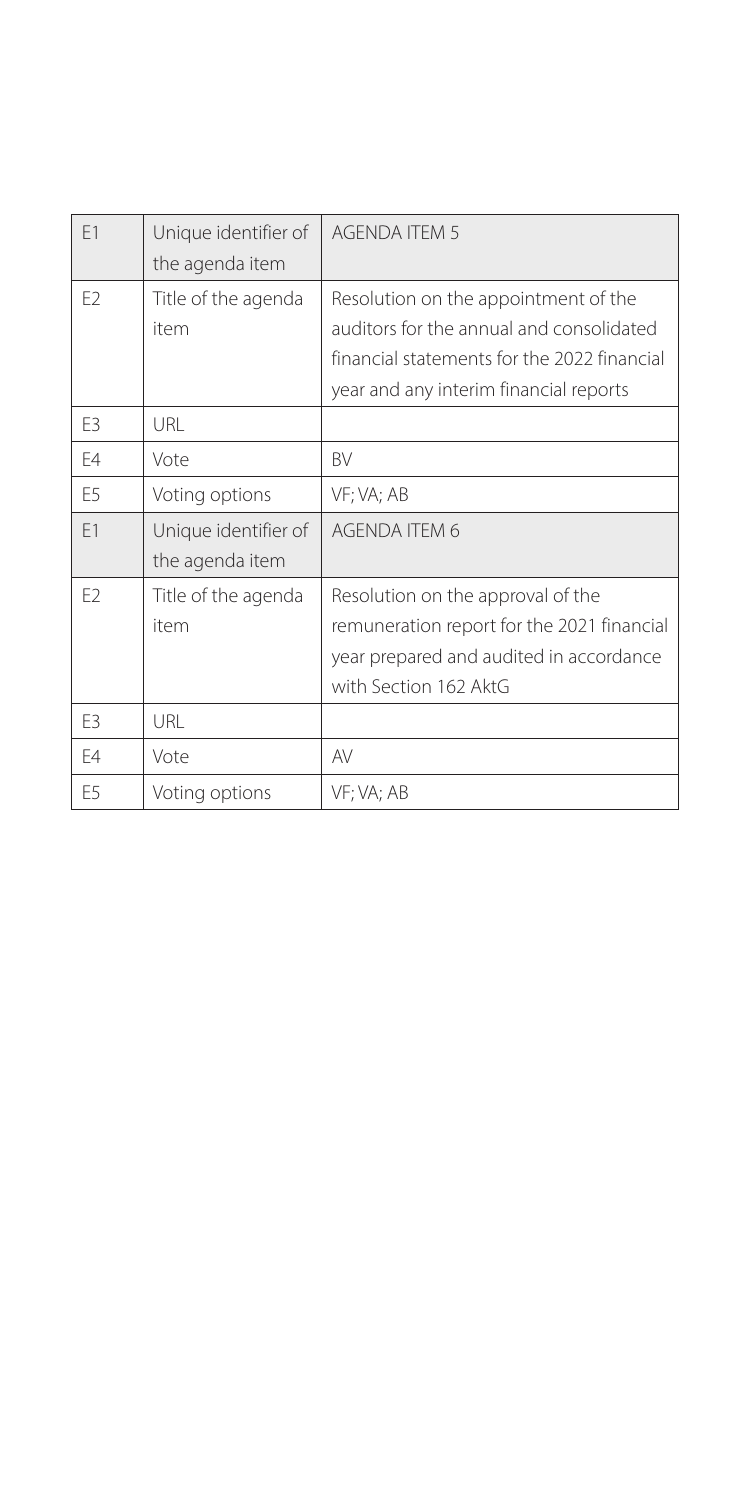| | | |
|---|---|---|
| E1 | Unique identifier of the agenda item | AGENDA ITEM 5 |
| E2 | Title of the agenda item | Resolution on the appointment of the auditors for the annual and consolidated financial statements for the 2022 financial year and any interim financial reports |
| E3 | URL | |
| E4 | Vote | BV |
| E5 | Voting options | VF; VA; AB |
| E1 | Unique identifier of the agenda item | AGENDA ITEM 6 |
| E2 | Title of the agenda item | Resolution on the approval of the remuneration report for the 2021 financial year prepared and audited in accordance with Section 162 AktG |
| E3 | URL | |
| E4 | Vote | AV |
| E5 | Voting options | VF; VA; AB |